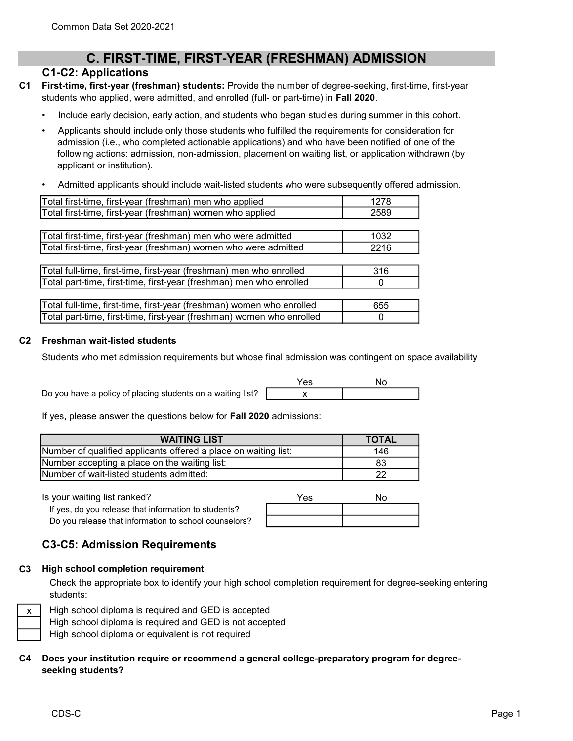# C. FIRST-TIME, FIRST-YEAR (FRESHMAN) ADMISSION

## C1-C2: Applications

**C1 First-time, first-year (freshman) students:** Provide the number of degree-seeking, first-time, first-year students who applied, were admitted, and enrolled (full- or part-time) in **Fall 2020**.

- Include early decision, early action, and students who began studies during summer in this cohort.
- Applicants should include only those students who fulfilled the requirements for consideration for admission (i.e., who completed actionable applications) and who have been notified of one of the following actions: admission, non-admission, placement on waiting list, or application withdrawn (by applicant or institution).
- Admitted applicants should include wait-listed students who were subsequently offered admission.

| | |
|---|---|
| Total first-time, first-year (freshman) men who applied | 1278 |
| Total first-time, first-year (freshman) women who applied | 2589 |
| Total first-time, first-year (freshman) men who were admitted | 1032 |
| Total first-time, first-year (freshman) women who were admitted | 2216 |
| Total full-time, first-time, first-year (freshman) men who enrolled | 316 |
| Total part-time, first-time, first-year (freshman) men who enrolled | 0 |
| Total full-time, first-time, first-year (freshman) women who enrolled | 655 |
| Total part-time, first-time, first-year (freshman) women who enrolled | 0 |

**C2 Freshman wait-listed students**

Students who met admission requirements but whose final admission was contingent on space availability

| | Yes | No |
|---|---|---|
| Do you have a policy of placing students on a waiting list? | x | |

If yes, please answer the questions below for **Fall 2020** admissions:

| WAITING LIST | TOTAL |
|---|---|
| Number of qualified applicants offered a place on waiting list: | 146 |
| Number accepting a place on the waiting list: | 83 |
| Number of wait-listed students admitted: | 22 |

| Is your waiting list ranked? | Yes | No |
|---|---|---|
| If yes, do you release that information to students? | | |
| Do you release that information to school counselors? | | |

## C3-C5: Admission Requirements

**C3 High school completion requirement**

Check the appropriate box to identify your high school completion requirement for degree-seeking entering students:

| | |
|---|---|
| x | High school diploma is required and GED is accepted |
| | High school diploma is required and GED is not accepted |
| | High school diploma or equivalent is not required |

**C4 Does your institution require or recommend a general college-preparatory program for degree-seeking students?**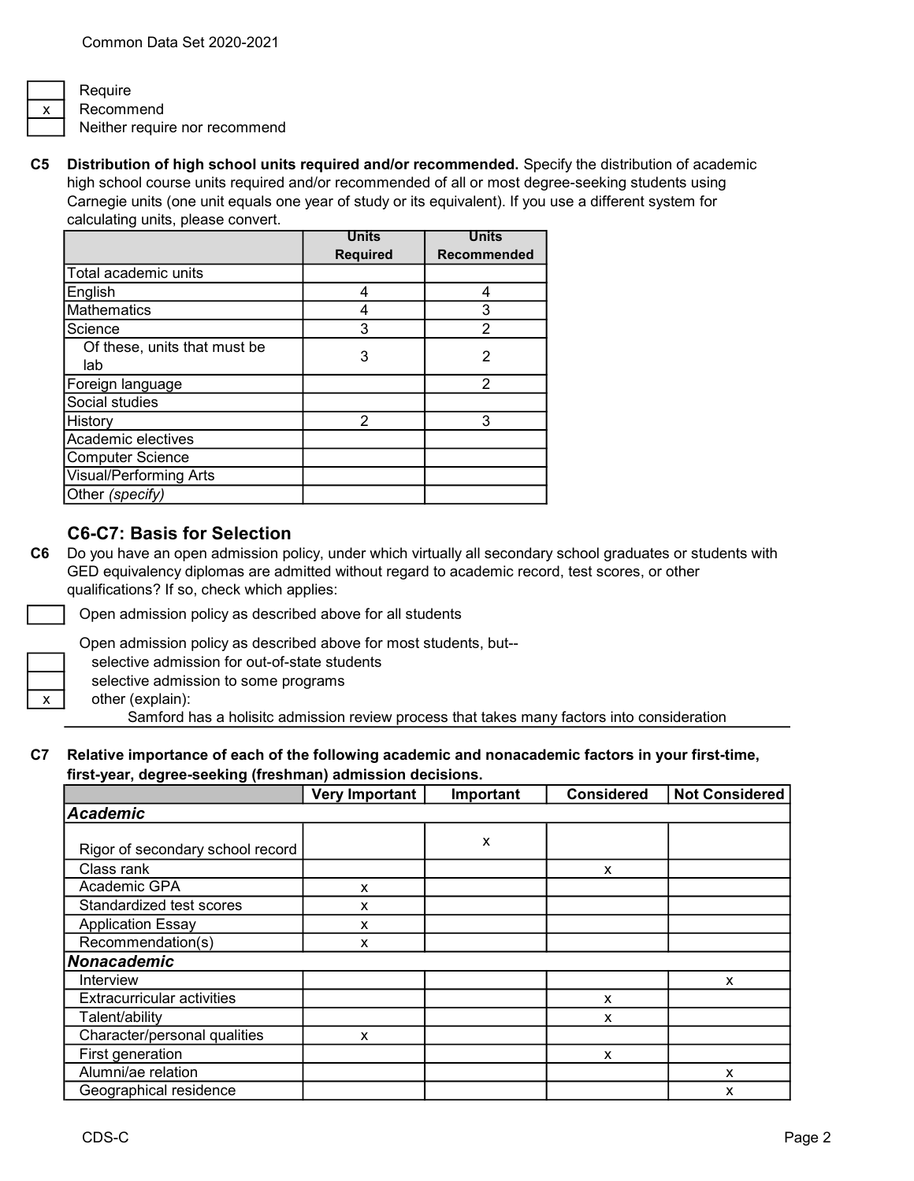| | |
|---|---|
| | Require |
| x | Recommend |
| | Neither require nor recommend |

**C5 Distribution of high school units required and/or recommended.** Specify the distribution of academic high school course units required and/or recommended of all or most degree-seeking students using Carnegie units (one unit equals one year of study or its equivalent). If you use a different system for calculating units, please convert.

| | Units Required | Units Recommended |
|---|---|---|
| Total academic units | | |
| English | 4 | 4 |
| Mathematics | 4 | 3 |
| Science | 3 | 2 |
| Of these, units that must be lab | 3 | 2 |
| Foreign language | | 2 |
| Social studies | | |
| History | 2 | 3 |
| Academic electives | | |
| Computer Science | | |
| Visual/Performing Arts | | |
| Other *(specify)* | | |

## C6-C7: Basis for Selection

**C6** Do you have an open admission policy, under which virtually all secondary school graduates or students with GED equivalency diplomas are admitted without regard to academic record, test scores, or other qualifications? If so, check which applies:

| | |
|---|---|
| | Open admission policy as described above for all students |

Open admission policy as described above for most students, but--

| | |
|---|---|
| | selective admission for out-of-state students |
| | selective admission to some programs |
| x | other (explain): |

Samford has a holisitc admission review process that takes many factors into consideration

**C7 Relative importance of each of the following academic and nonacademic factors in your first-time, first-year, degree-seeking (freshman) admission decisions.**

| | Very Important | Important | Considered | Not Considered |
|---|---|---|---|---|
| ***Academic*** | | | | |
| Rigor of secondary school record | | x | | |
| Class rank | | | x | |
| Academic GPA | x | | | |
| Standardized test scores | x | | | |
| Application Essay | x | | | |
| Recommendation(s) | x | | | |
| ***Nonacademic*** | | | | |
| Interview | | | | x |
| Extracurricular activities | | | x | |
| Talent/ability | | | x | |
| Character/personal qualities | x | | | |
| First generation | | | x | |
| Alumni/ae relation | | | | x |
| Geographical residence | | | | x |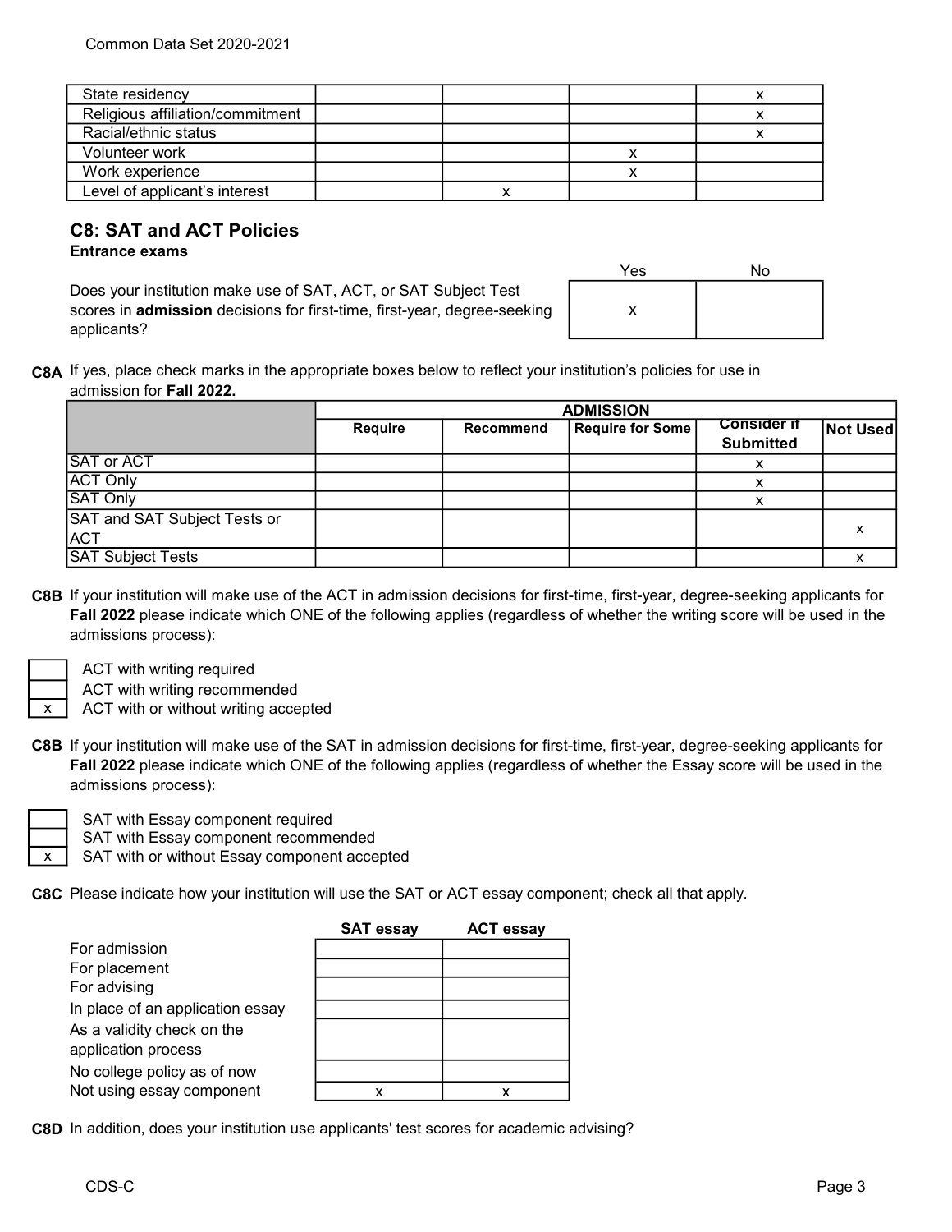| | | | | |
|---|---|---|---|---|
| State residency | | | | x |
| Religious affiliation/commitment | | | | x |
| Racial/ethnic status | | | | x |
| Volunteer work | | | x | |
| Work experience | | | x | |
| Level of applicant's interest | | x | | |

## C8: SAT and ACT Policies

**Entrance exams**

| | Yes | No |
|---|---|---|
| Does your institution make use of SAT, ACT, or SAT Subject Test scores in **admission** decisions for first-time, first-year, degree-seeking applicants? | x | |

**C8A** If yes, place check marks in the appropriate boxes below to reflect your institution's policies for use in admission for **Fall 2022.**

| | ADMISSION | | | | |
|---|---|---|---|---|---|
| | Require | Recommend | Require for Some | Consider if Submitted | Not Used |
| SAT or ACT | | | | x | |
| ACT Only | | | | x | |
| SAT Only | | | | x | |
| SAT and SAT Subject Tests or ACT | | | | | x |
| SAT Subject Tests | | | | | x |

**C8B** If your institution will make use of the ACT in admission decisions for first-time, first-year, degree-seeking applicants for **Fall 2022** please indicate which ONE of the following applies (regardless of whether the writing score will be used in the admissions process):

| | |
|---|---|
| | ACT with writing required |
| | ACT with writing recommended |
| x | ACT with or without writing accepted |

**C8B** If your institution will make use of the SAT in admission decisions for first-time, first-year, degree-seeking applicants for **Fall 2022** please indicate which ONE of the following applies (regardless of whether the Essay score will be used in the admissions process):

| | |
|---|---|
| | SAT with Essay component required |
| | SAT with Essay component recommended |
| x | SAT with or without Essay component accepted |

**C8C** Please indicate how your institution will use the SAT or ACT essay component; check all that apply.

| | SAT essay | ACT essay |
|---|---|---|
| For admission | | |
| For placement | | |
| For advising | | |
| In place of an application essay | | |
| As a validity check on the application process | | |
| No college policy as of now | | |
| Not using essay component | x | x |

**C8D** In addition, does your institution use applicants' test scores for academic advising?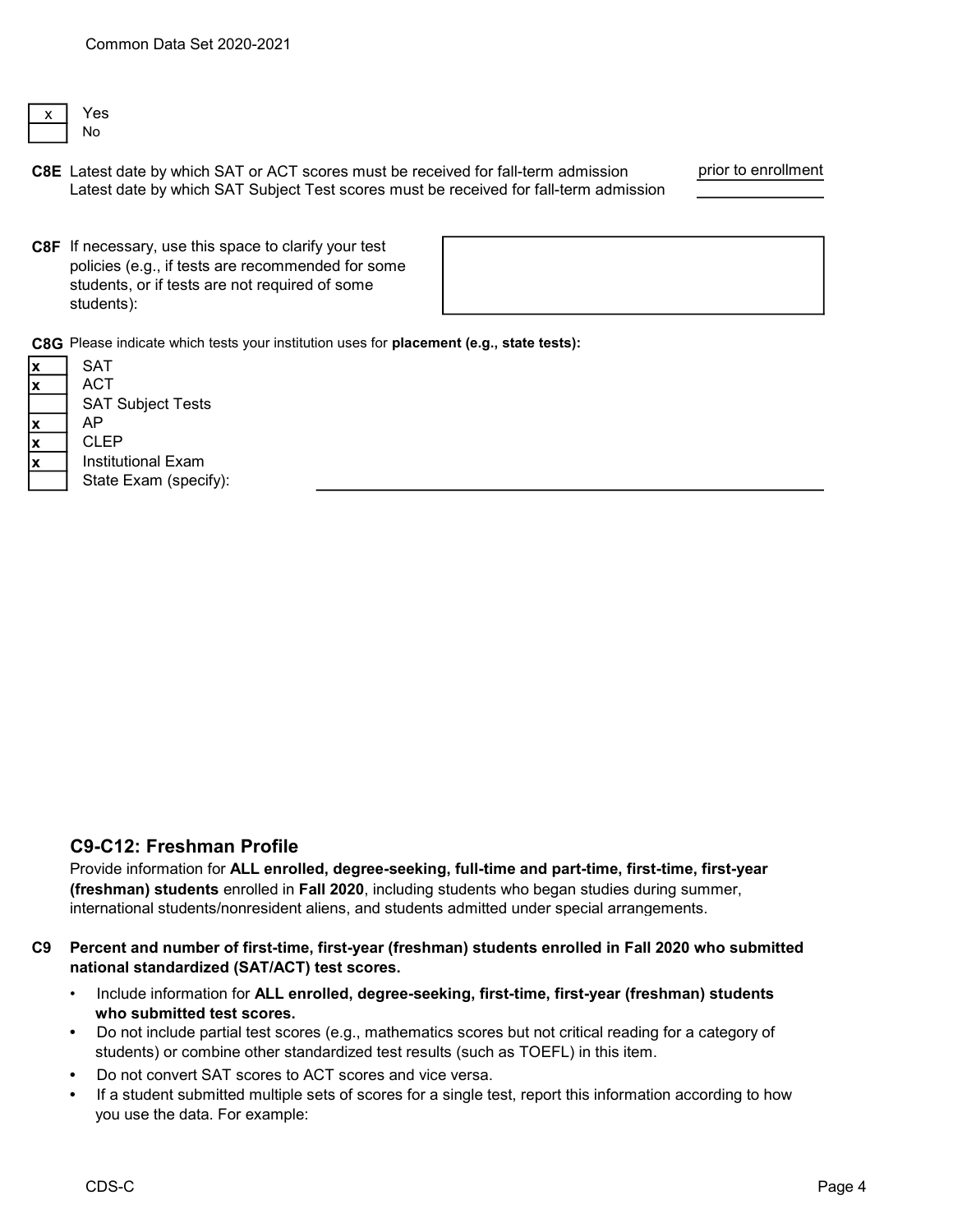| | |
|---|---|
| x | Yes |
| | No |

**C8E** Latest date by which SAT or ACT scores must be received for fall-term admission: prior to enrollment
Latest date by which SAT Subject Test scores must be received for fall-term admission: ______

**C8F** If necessary, use this space to clarify your test policies (e.g., if tests are recommended for some students, or if tests are not required of some students):

**C8G** Please indicate which tests your institution uses for **placement (e.g., state tests):**

| | |
|---|---|
| x | SAT |
| x | ACT |
| | SAT Subject Tests |
| x | AP |
| x | CLEP |
| x | Institutional Exam |
| | State Exam (specify): |

## C9-C12: Freshman Profile

Provide information for **ALL enrolled, degree-seeking, full-time and part-time, first-time, first-year (freshman) students** enrolled in **Fall 2020**, including students who began studies during summer, international students/nonresident aliens, and students admitted under special arrangements.

**C9 Percent and number of first-time, first-year (freshman) students enrolled in Fall 2020 who submitted national standardized (SAT/ACT) test scores.**

- Include information for **ALL enrolled, degree-seeking, first-time, first-year (freshman) students who submitted test scores.**
- Do not include partial test scores (e.g., mathematics scores but not critical reading for a category of students) or combine other standardized test results (such as TOEFL) in this item.
- Do not convert SAT scores to ACT scores and vice versa.
- If a student submitted multiple sets of scores for a single test, report this information according to how you use the data. For example: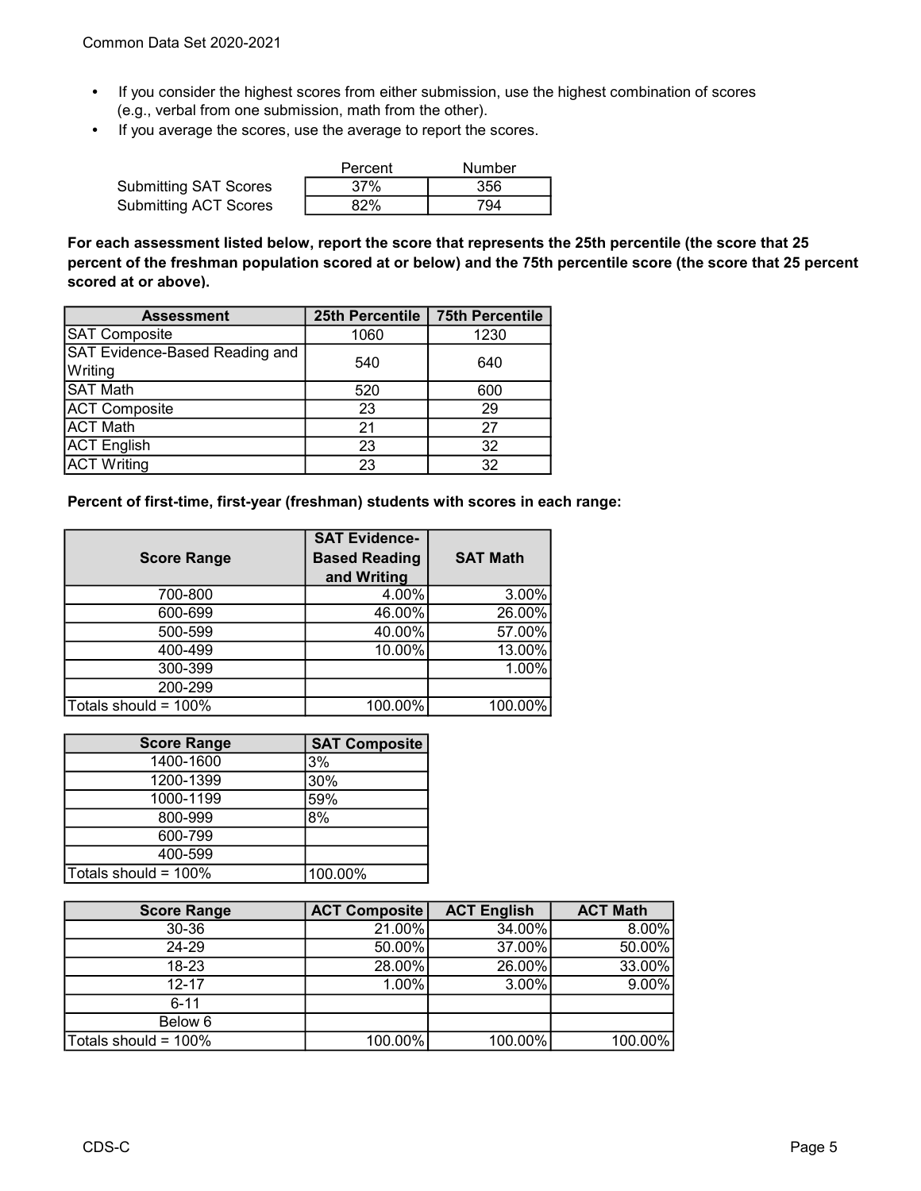- If you consider the highest scores from either submission, use the highest combination of scores (e.g., verbal from one submission, math from the other).
- If you average the scores, use the average to report the scores.

| | Percent | Number |
|---|---|---|
| Submitting SAT Scores | 37% | 356 |
| Submitting ACT Scores | 82% | 794 |

**For each assessment listed below, report the score that represents the 25th percentile (the score that 25 percent of the freshman population scored at or below) and the 75th percentile score (the score that 25 percent scored at or above).**

| Assessment | 25th Percentile | 75th Percentile |
|---|---|---|
| SAT Composite | 1060 | 1230 |
| SAT Evidence-Based Reading and Writing | 540 | 640 |
| SAT Math | 520 | 600 |
| ACT Composite | 23 | 29 |
| ACT Math | 21 | 27 |
| ACT English | 23 | 32 |
| ACT Writing | 23 | 32 |

**Percent of first-time, first-year (freshman) students with scores in each range:**

| Score Range | SAT Evidence-Based Reading and Writing | SAT Math |
|---|---|---|
| 700-800 | 4.00% | 3.00% |
| 600-699 | 46.00% | 26.00% |
| 500-599 | 40.00% | 57.00% |
| 400-499 | 10.00% | 13.00% |
| 300-399 | | 1.00% |
| 200-299 | | |
| Totals should = 100% | 100.00% | 100.00% |

| Score Range | SAT Composite |
|---|---|
| 1400-1600 | 3% |
| 1200-1399 | 30% |
| 1000-1199 | 59% |
| 800-999 | 8% |
| 600-799 | |
| 400-599 | |
| Totals should = 100% | 100.00% |

| Score Range | ACT Composite | ACT English | ACT Math |
|---|---|---|---|
| 30-36 | 21.00% | 34.00% | 8.00% |
| 24-29 | 50.00% | 37.00% | 50.00% |
| 18-23 | 28.00% | 26.00% | 33.00% |
| 12-17 | 1.00% | 3.00% | 9.00% |
| 6-11 | | | |
| Below 6 | | | |
| Totals should = 100% | 100.00% | 100.00% | 100.00% |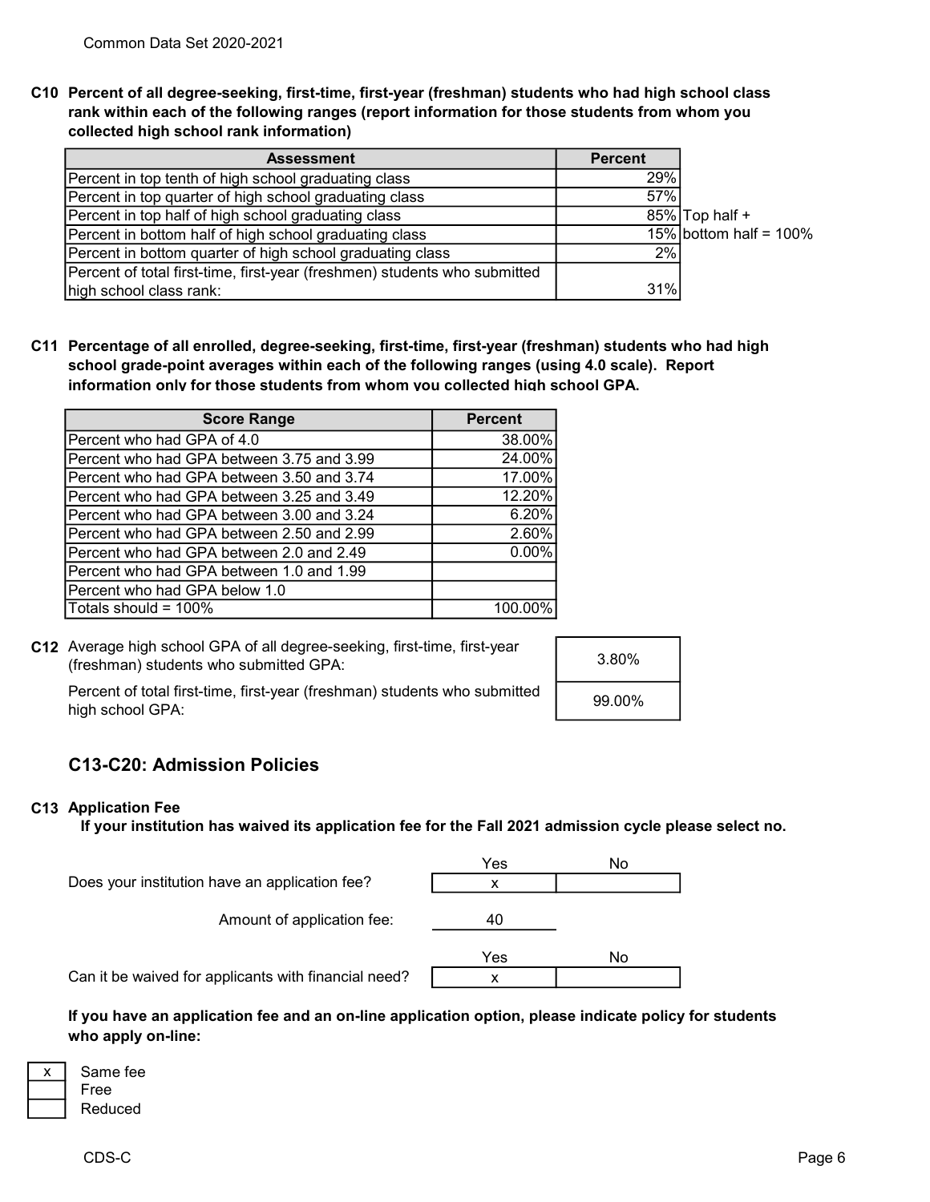**C10 Percent of all degree-seeking, first-time, first-year (freshman) students who had high school class rank within each of the following ranges (report information for those students from whom you collected high school rank information)**

| Assessment | Percent | |
|---|---|---|
| Percent in top tenth of high school graduating class | 29% | |
| Percent in top quarter of high school graduating class | 57% | |
| Percent in top half of high school graduating class | 85% | Top half + |
| Percent in bottom half of high school graduating class | 15% | bottom half = 100% |
| Percent in bottom quarter of high school graduating class | 2% | |
| Percent of total first-time, first-year (freshmen) students who submitted high school class rank: | 31% | |

**C11 Percentage of all enrolled, degree-seeking, first-time, first-year (freshman) students who had high school grade-point averages within each of the following ranges (using 4.0 scale). Report information only for those students from whom you collected high school GPA.**

| Score Range | Percent |
|---|---|
| Percent who had GPA of 4.0 | 38.00% |
| Percent who had GPA between 3.75 and 3.99 | 24.00% |
| Percent who had GPA between 3.50 and 3.74 | 17.00% |
| Percent who had GPA between 3.25 and 3.49 | 12.20% |
| Percent who had GPA between 3.00 and 3.24 | 6.20% |
| Percent who had GPA between 2.50 and 2.99 | 2.60% |
| Percent who had GPA between 2.0 and 2.49 | 0.00% |
| Percent who had GPA between 1.0 and 1.99 | |
| Percent who had GPA below 1.0 | |
| Totals should = 100% | 100.00% |

**C12** Average high school GPA of all degree-seeking, first-time, first-year (freshman) students who submitted GPA: 3.80%

Percent of total first-time, first-year (freshman) students who submitted high school GPA: 99.00%

## C13-C20: Admission Policies

**C13 Application Fee**

**If your institution has waived its application fee for the Fall 2021 admission cycle please select no.**

| | Yes | No |
|---|---|---|
| Does your institution have an application fee? | x | |
| Amount of application fee: | 40 | |
| Can it be waived for applicants with financial need? | x | |

**If you have an application fee and an on-line application option, please indicate policy for students who apply on-line:**

- [x] Same fee
- [ ] Free
- [ ] Reduced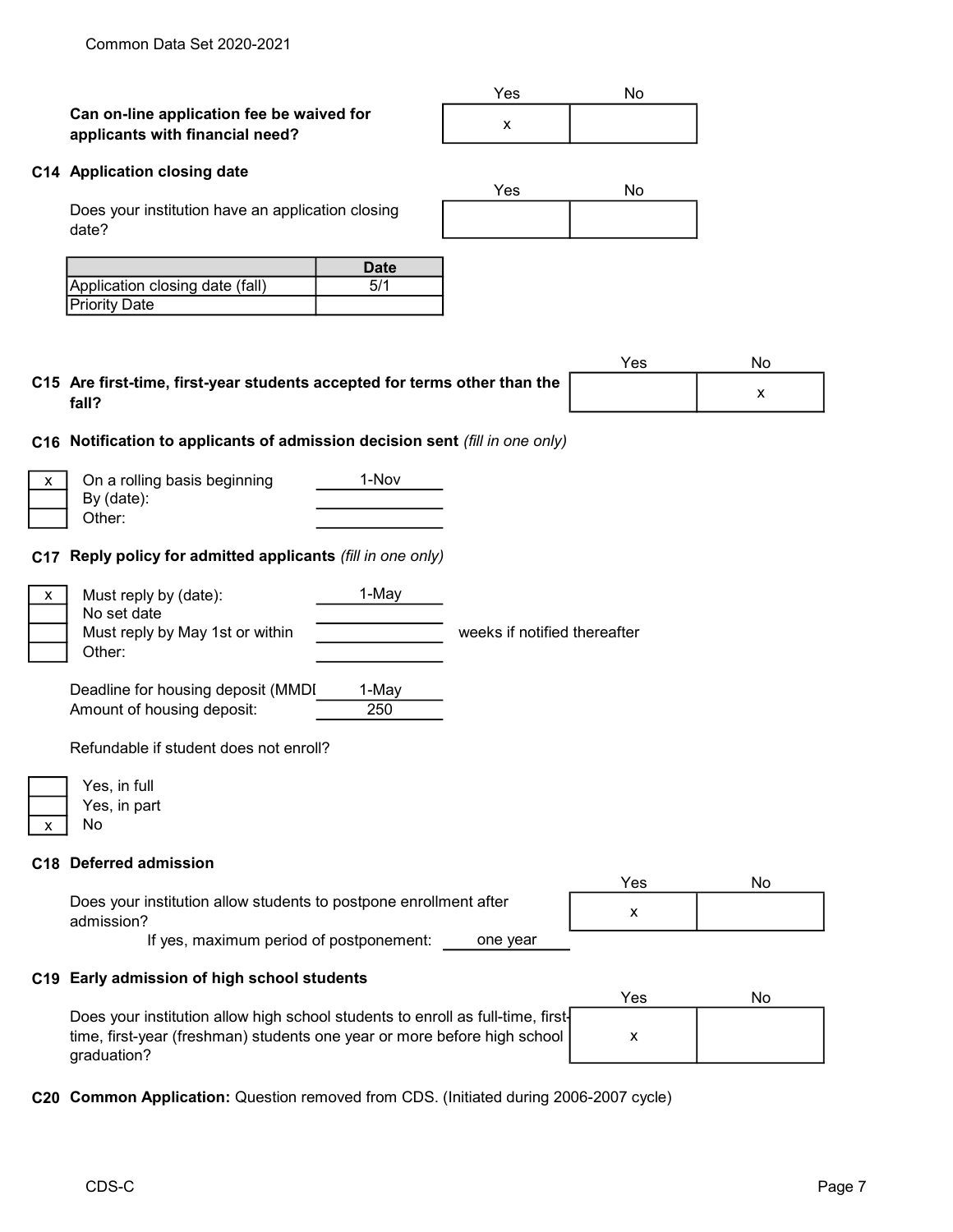| | Yes | No |
|---|---|---|
| **Can on-line application fee be waived for applicants with financial need?** | x | |

**C14 Application closing date**

| | Yes | No |
|---|---|---|
| Does your institution have an application closing date? | | |

| | Date |
|---|---|
| Application closing date (fall) | 5/1 |
| Priority Date | |

| | Yes | No |
|---|---|---|
| **C15 Are first-time, first-year students accepted for terms other than the fall?** | | x |

**C16 Notification to applicants of admission decision sent** *(fill in one only)*

| | | |
|---|---|---|
| x | On a rolling basis beginning | 1-Nov |
| | By (date): | |
| | Other: | |

**C17 Reply policy for admitted applicants** *(fill in one only)*

| | | | |
|---|---|---|---|
| x | Must reply by (date): | 1-May | |
| | No set date | | |
| | Must reply by May 1st or within | | weeks if notified thereafter |
| | Other: | | |

| | |
|---|---|
| Deadline for housing deposit (MMDI | 1-May |
| Amount of housing deposit: | 250 |

Refundable if student does not enroll?

| | |
|---|---|
| | Yes, in full |
| | Yes, in part |
| x | No |

**C18 Deferred admission**

| | Yes | No |
|---|---|---|
| Does your institution allow students to postpone enrollment after admission? | x | |

If yes, maximum period of postponement: one year

**C19 Early admission of high school students**

| | Yes | No |
|---|---|---|
| Does your institution allow high school students to enroll as full-time, first-time, first-year (freshman) students one year or more before high school graduation? | x | |

**C20 Common Application:** Question removed from CDS. (Initiated during 2006-2007 cycle)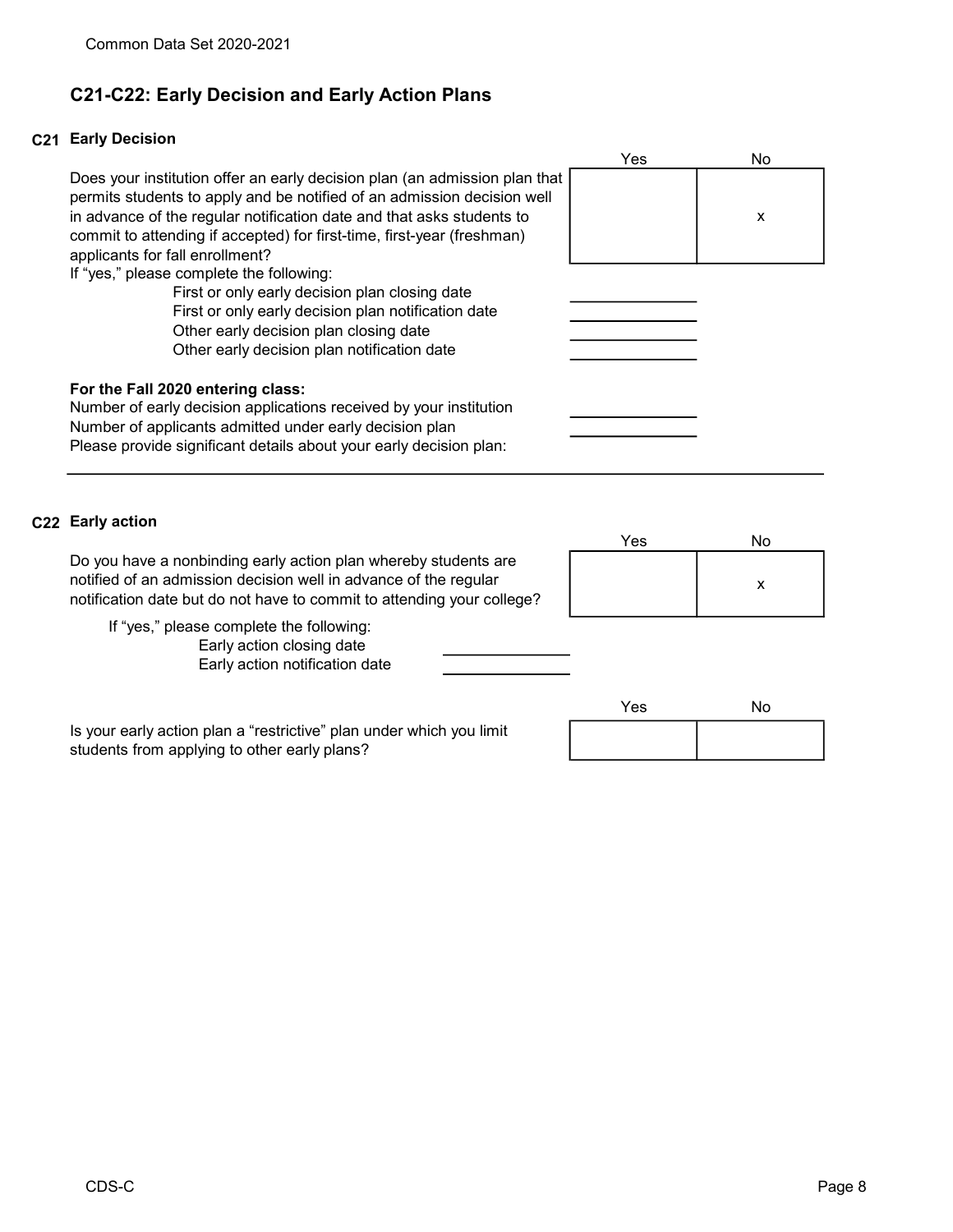## C21-C22: Early Decision and Early Action Plans

### C21 Early Decision

| | Yes | No |
|---|---|---|
| Does your institution offer an early decision plan (an admission plan that permits students to apply and be notified of an admission decision well in advance of the regular notification date and that asks students to commit to attending if accepted) for first-time, first-year (freshman) applicants for fall enrollment? | | x |

If "yes," please complete the following:

First or only early decision plan closing date ______

First or only early decision plan notification date ______

Other early decision plan closing date ______

Other early decision plan notification date ______

**For the Fall 2020 entering class:**

Number of early decision applications received by your institution ______

Number of applicants admitted under early decision plan ______

Please provide significant details about your early decision plan:

### C22 Early action

| | Yes | No |
|---|---|---|
| Do you have a nonbinding early action plan whereby students are notified of an admission decision well in advance of the regular notification date but do not have to commit to attending your college? | | x |

If "yes," please complete the following:

Early action closing date ______

Early action notification date ______

| | Yes | No |
|---|---|---|
| Is your early action plan a "restrictive" plan under which you limit students from applying to other early plans? | | |